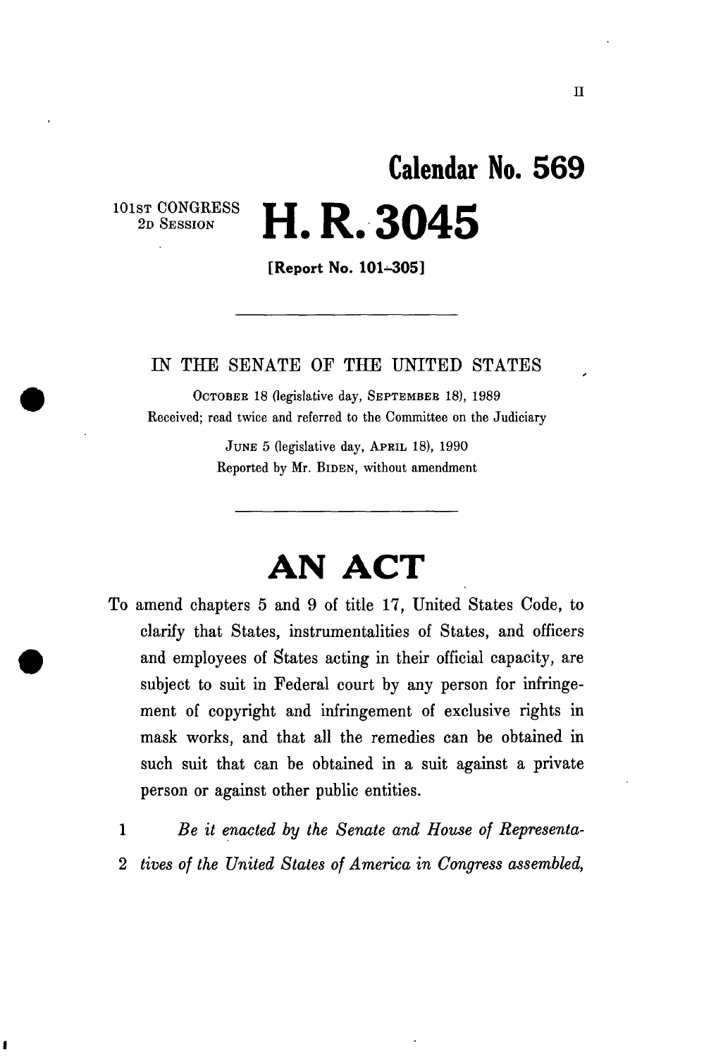II

# Calendar No. 569

101ST CONGRESS
2D SESSION

# H. R. 3045

**[Report No. 101–305]**

---

IN THE SENATE OF THE UNITED STATES

OCTOBER 18 (legislative day, SEPTEMBER 18), 1989

Received; read twice and referred to the Committee on the Judiciary

JUNE 5 (legislative day, APRIL 18), 1990

Reported by Mr. BIDEN, without amendment

---

# AN ACT

To amend chapters 5 and 9 of title 17, United States Code, to clarify that States, instrumentalities of States, and officers and employees of States acting in their official capacity, are subject to suit in Federal court by any person for infringement of copyright and infringement of exclusive rights in mask works, and that all the remedies can be obtained in such suit that can be obtained in a suit against a private person or against other public entities.

1 *Be it enacted by the Senate and House of Representa-*
2 *tives of the United States of America in Congress assembled,*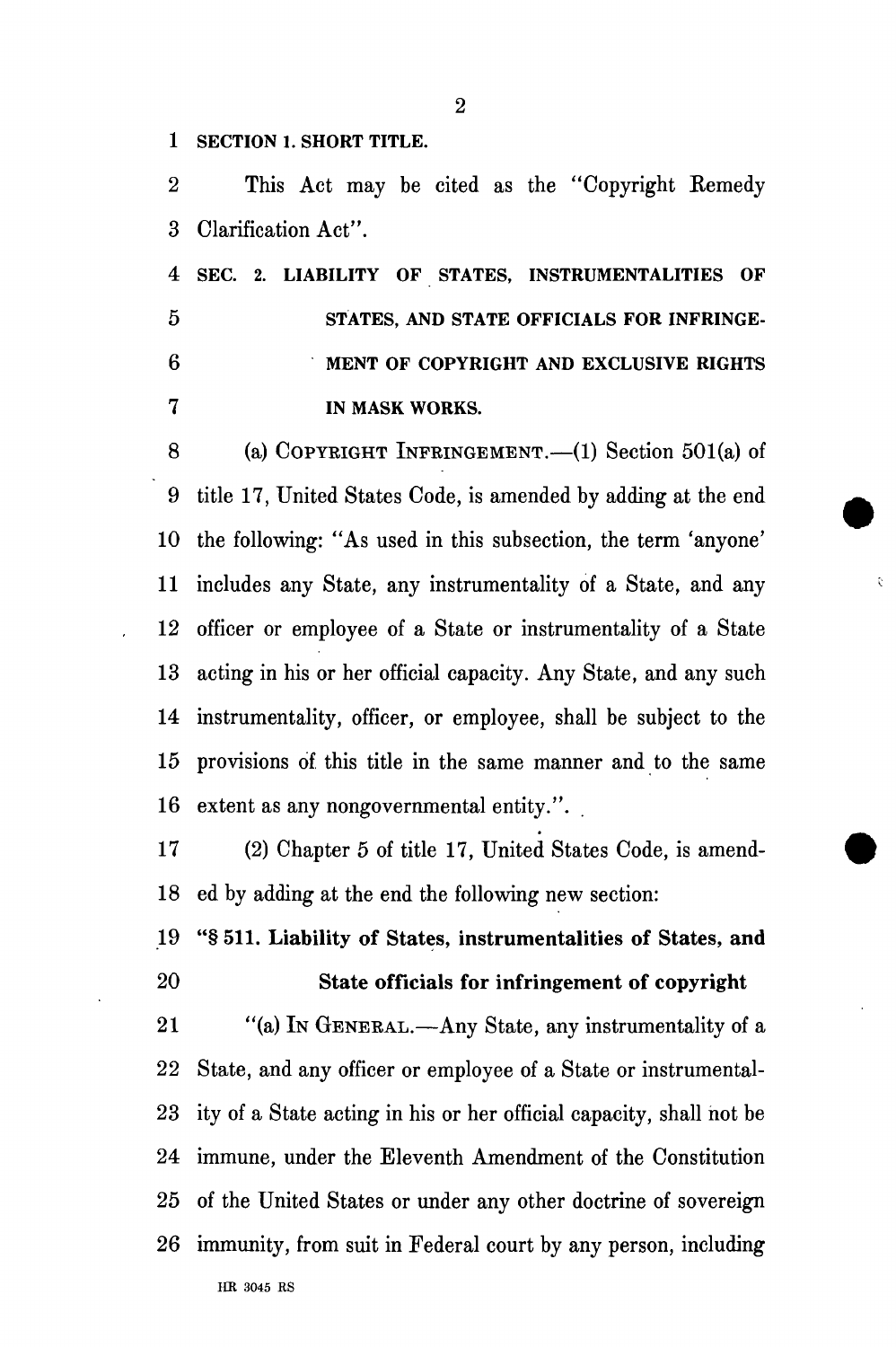**SECTION 1. SHORT TITLE.**

This Act may be cited as the "Copyright Remedy Clarification Act".

**SEC. 2. LIABILITY OF STATES, INSTRUMENTALITIES OF STATES, AND STATE OFFICIALS FOR INFRINGEMENT OF COPYRIGHT AND EXCLUSIVE RIGHTS IN MASK WORKS.**

(a) COPYRIGHT INFRINGEMENT.—(1) Section 501(a) of title 17, United States Code, is amended by adding at the end the following: "As used in this subsection, the term 'anyone' includes any State, any instrumentality of a State, and any officer or employee of a State or instrumentality of a State acting in his or her official capacity. Any State, and any such instrumentality, officer, or employee, shall be subject to the provisions of this title in the same manner and to the same extent as any nongovernmental entity.".

(2) Chapter 5 of title 17, United States Code, is amended by adding at the end the following new section:

**"§ 511. Liability of States, instrumentalities of States, and State officials for infringement of copyright**

"(a) IN GENERAL.—Any State, any instrumentality of a State, and any officer or employee of a State or instrumentality of a State acting in his or her official capacity, shall not be immune, under the Eleventh Amendment of the Constitution of the United States or under any other doctrine of sovereign immunity, from suit in Federal court by any person, including

HR 3045 RS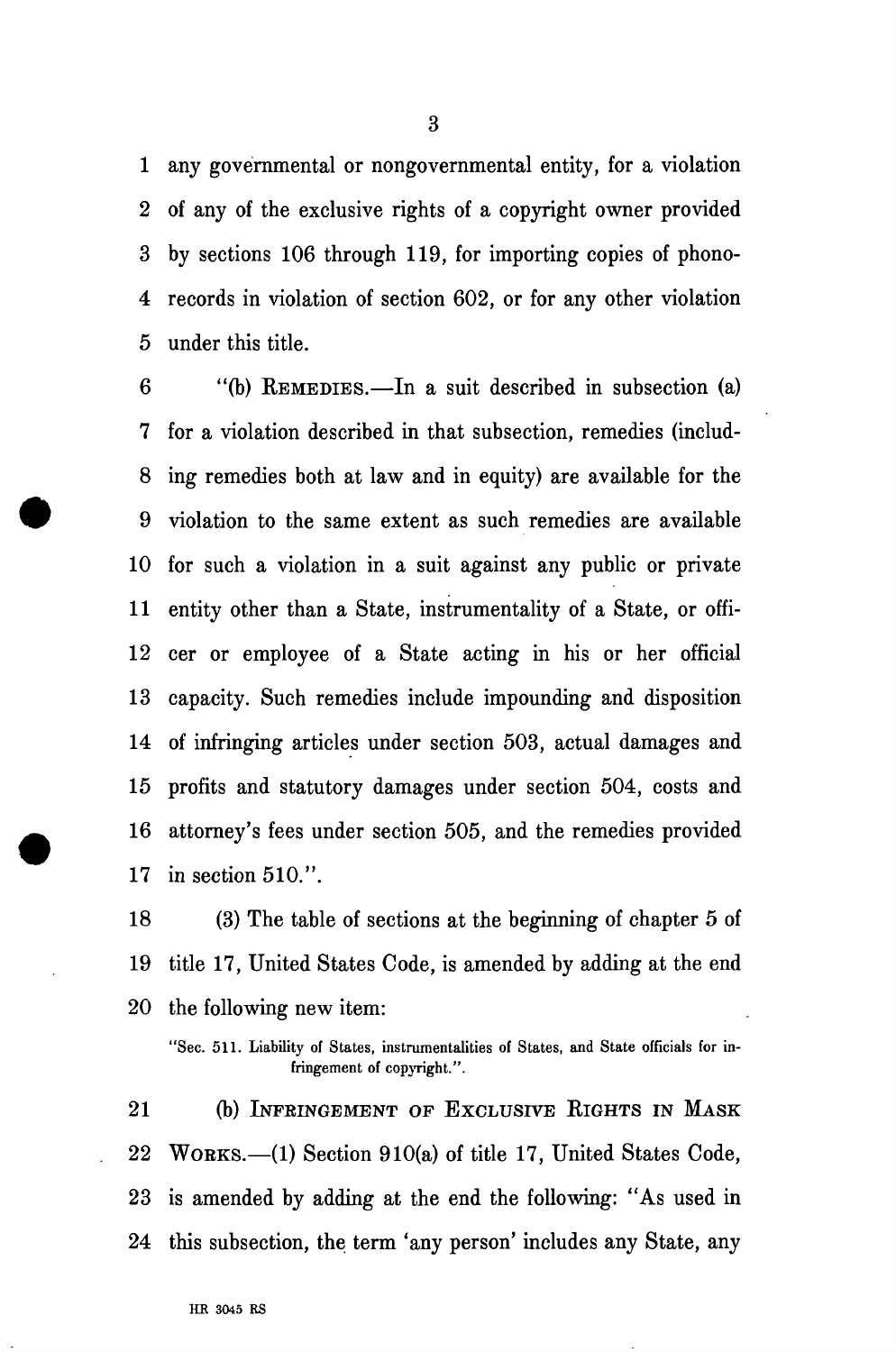any governmental or nongovernmental entity, for a violation of any of the exclusive rights of a copyright owner provided by sections 106 through 119, for importing copies of phonorecords in violation of section 602, or for any other violation under this title.

"(b) REMEDIES.—In a suit described in subsection (a) for a violation described in that subsection, remedies (including remedies both at law and in equity) are available for the violation to the same extent as such remedies are available for such a violation in a suit against any public or private entity other than a State, instrumentality of a State, or officer or employee of a State acting in his or her official capacity. Such remedies include impounding and disposition of infringing articles under section 503, actual damages and profits and statutory damages under section 504, costs and attorney's fees under section 505, and the remedies provided in section 510.".

(3) The table of sections at the beginning of chapter 5 of title 17, United States Code, is amended by adding at the end the following new item:

"Sec. 511. Liability of States, instrumentalities of States, and State officials for infringement of copyright.".

(b) INFRINGEMENT OF EXCLUSIVE RIGHTS IN MASK WORKS.—(1) Section 910(a) of title 17, United States Code, is amended by adding at the end the following: "As used in this subsection, the term 'any person' includes any State, any

HR 3045 RS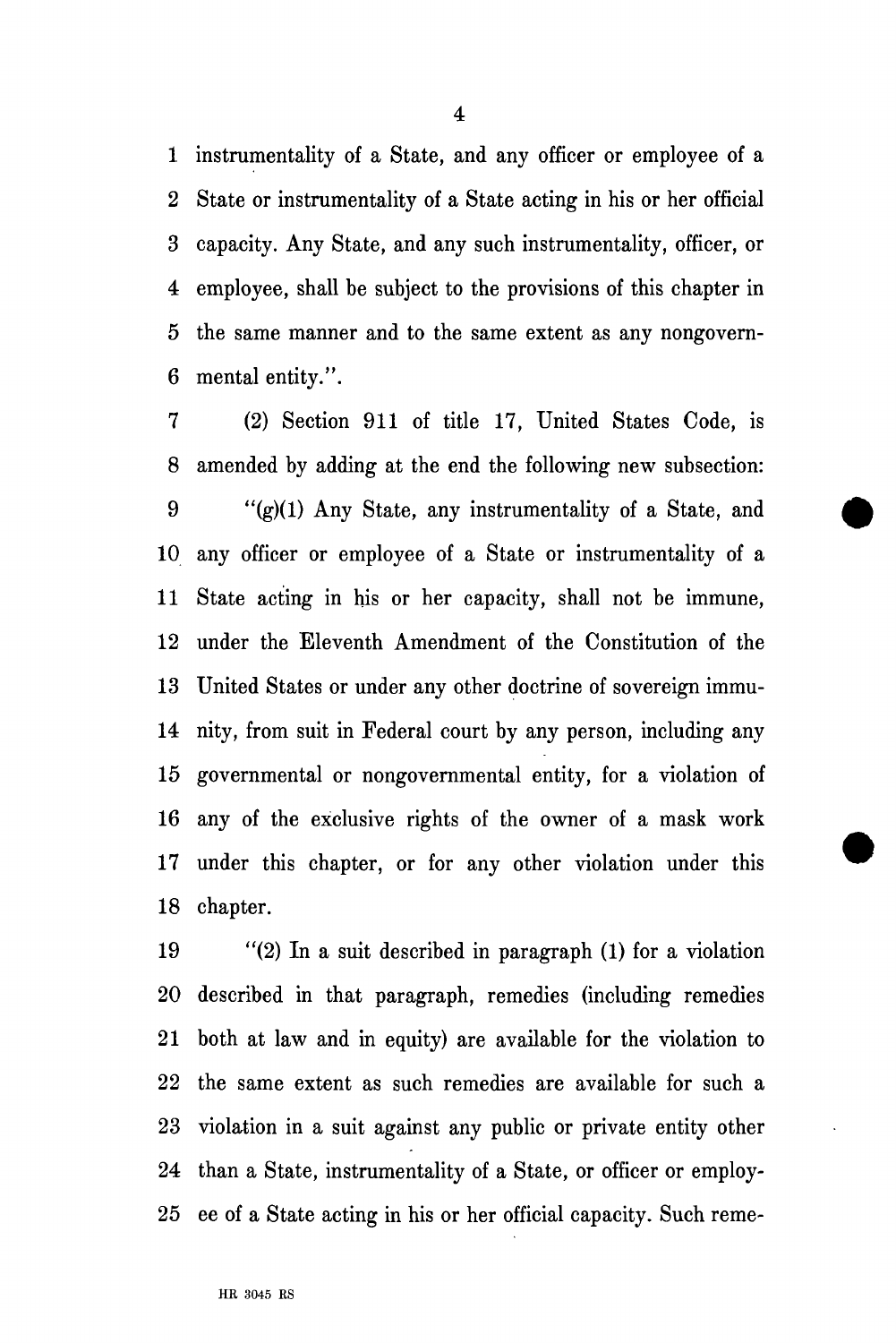instrumentality of a State, and any officer or employee of a State or instrumentality of a State acting in his or her official capacity. Any State, and any such instrumentality, officer, or employee, shall be subject to the provisions of this chapter in the same manner and to the same extent as any nongovernmental entity.".

(2) Section 911 of title 17, United States Code, is amended by adding at the end the following new subsection:

"(g)(1) Any State, any instrumentality of a State, and any officer or employee of a State or instrumentality of a State acting in his or her capacity, shall not be immune, under the Eleventh Amendment of the Constitution of the United States or under any other doctrine of sovereign immunity, from suit in Federal court by any person, including any governmental or nongovernmental entity, for a violation of any of the exclusive rights of the owner of a mask work under this chapter, or for any other violation under this chapter.

"(2) In a suit described in paragraph (1) for a violation described in that paragraph, remedies (including remedies both at law and in equity) are available for the violation to the same extent as such remedies are available for such a violation in a suit against any public or private entity other than a State, instrumentality of a State, or officer or employee of a State acting in his or her official capacity. Such reme-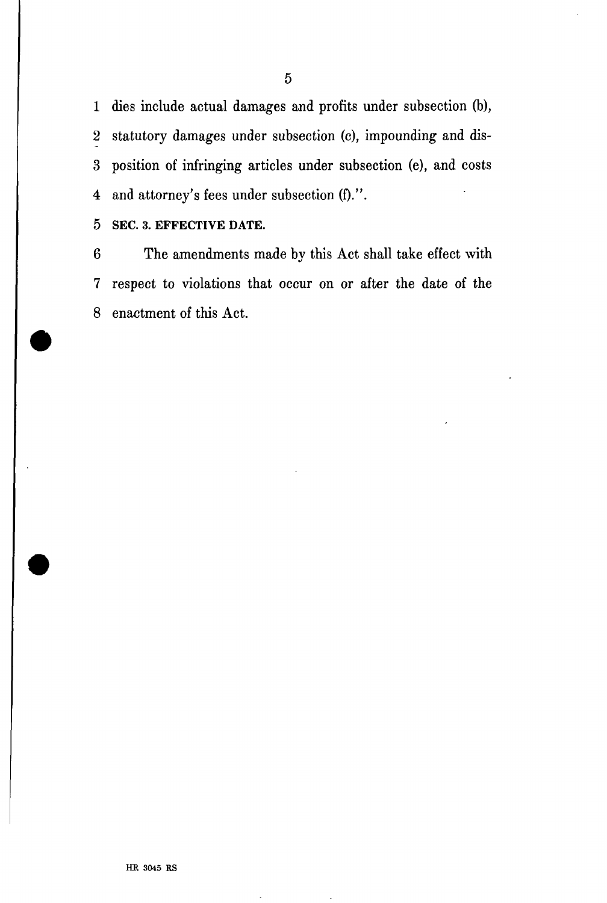dies include actual damages and profits under subsection (b), statutory damages under subsection (c), impounding and disposition of infringing articles under subsection (e), and costs and attorney's fees under subsection (f).".

**SEC. 3. EFFECTIVE DATE.**

The amendments made by this Act shall take effect with respect to violations that occur on or after the date of the enactment of this Act.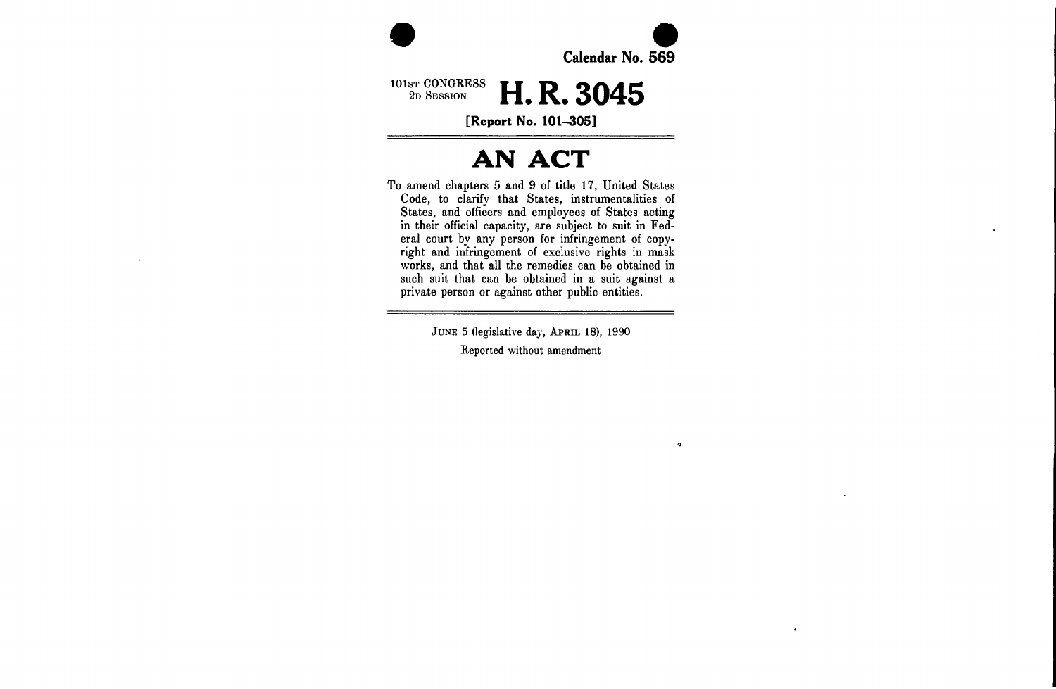Calendar No. 569

101ST CONGRESS
2D SESSION

# H. R. 3045

**[Report No. 101–305]**

# AN ACT

To amend chapters 5 and 9 of title 17, United States Code, to clarify that States, instrumentalities of States, and officers and employees of States acting in their official capacity, are subject to suit in Federal court by any person for infringement of copyright and infringement of exclusive rights in mask works, and that all the remedies can be obtained in such suit that can be obtained in a suit against a private person or against other public entities.

JUNE 5 (legislative day, APRIL 18), 1990

Reported without amendment